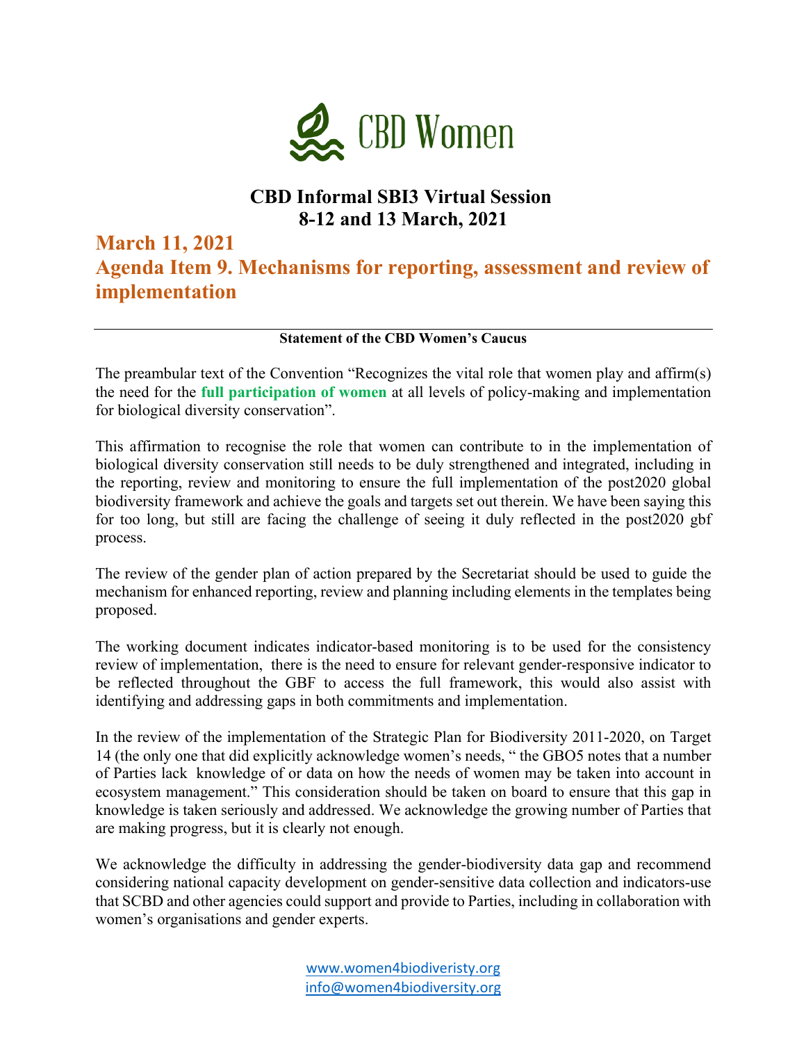CBD Women

# CBD Informal SBI3 Virtual Session
# 8-12 and 13 March, 2021

## March 11, 2021
## Agenda Item 9. Mechanisms for reporting, assessment and review of implementation

---

**Statement of the CBD Women's Caucus**

The preambular text of the Convention "Recognizes the vital role that women play and affirm(s) the need for the **full participation of women** at all levels of policy-making and implementation for biological diversity conservation".

This affirmation to recognise the role that women can contribute to in the implementation of biological diversity conservation still needs to be duly strengthened and integrated, including in the reporting, review and monitoring to ensure the full implementation of the post2020 global biodiversity framework and achieve the goals and targets set out therein. We have been saying this for too long, but still are facing the challenge of seeing it duly reflected in the post2020 gbf process.

The review of the gender plan of action prepared by the Secretariat should be used to guide the mechanism for enhanced reporting, review and planning including elements in the templates being proposed.

The working document indicates indicator-based monitoring is to be used for the consistency review of implementation, there is the need to ensure for relevant gender-responsive indicator to be reflected throughout the GBF to access the full framework, this would also assist with identifying and addressing gaps in both commitments and implementation.

In the review of the implementation of the Strategic Plan for Biodiversity 2011-2020, on Target 14 (the only one that did explicitly acknowledge women's needs, " the GBO5 notes that a number of Parties lack knowledge of or data on how the needs of women may be taken into account in ecosystem management." This consideration should be taken on board to ensure that this gap in knowledge is taken seriously and addressed. We acknowledge the growing number of Parties that are making progress, but it is clearly not enough.

We acknowledge the difficulty in addressing the gender-biodiversity data gap and recommend considering national capacity development on gender-sensitive data collection and indicators-use that SCBD and other agencies could support and provide to Parties, including in collaboration with women's organisations and gender experts.

www.women4biodiveristy.org
info@women4biodiversity.org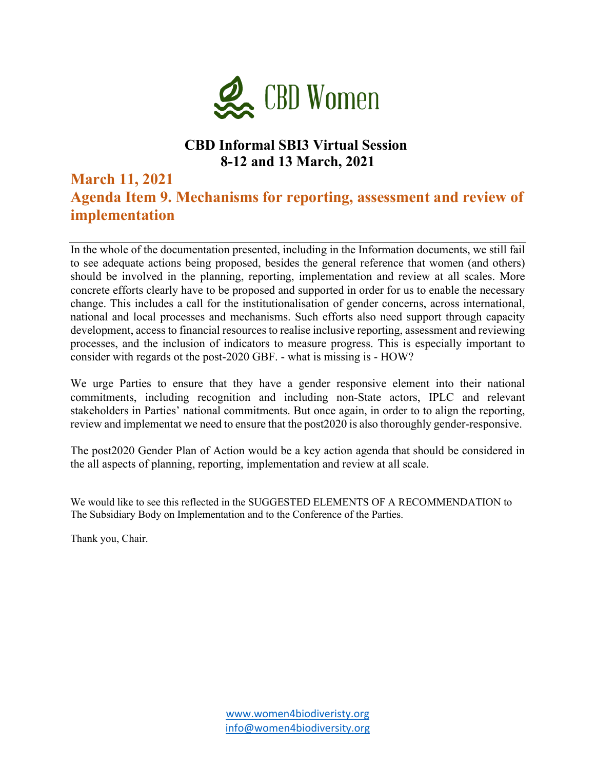CBD Women

## CBD Informal SBI3 Virtual Session
## 8-12 and 13 March, 2021

# March 11, 2021
# Agenda Item 9. Mechanisms for reporting, assessment and review of implementation

In the whole of the documentation presented, including in the Information documents, we still fail to see adequate actions being proposed, besides the general reference that women (and others) should be involved in the planning, reporting, implementation and review at all scales. More concrete efforts clearly have to be proposed and supported in order for us to enable the necessary change. This includes a call for the institutionalisation of gender concerns, across international, national and local processes and mechanisms. Such efforts also need support through capacity development, access to financial resources to realise inclusive reporting, assessment and reviewing processes, and the inclusion of indicators to measure progress. This is especially important to consider with regards ot the post-2020 GBF. - what is missing is - HOW?

We urge Parties to ensure that they have a gender responsive element into their national commitments, including recognition and including non-State actors, IPLC and relevant stakeholders in Parties' national commitments. But once again, in order to to align the reporting, review and implementat we need to ensure that the post2020 is also thoroughly gender-responsive.

The post2020 Gender Plan of Action would be a key action agenda that should be considered in the all aspects of planning, reporting, implementation and review at all scale.

We would like to see this reflected in the SUGGESTED ELEMENTS OF A RECOMMENDATION to The Subsidiary Body on Implementation and to the Conference of the Parties.

Thank you, Chair.

www.women4biodiveristy.org
info@women4biodiversity.org